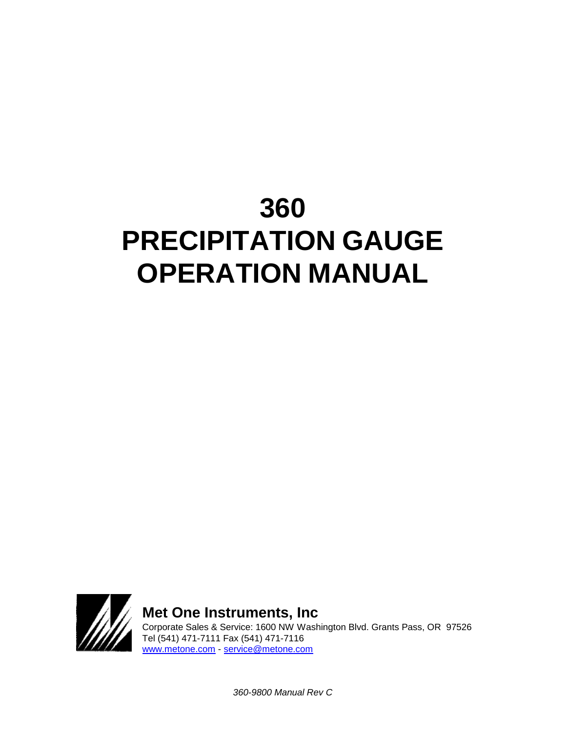# 360
# PRECIPITATION GAUGE
# OPERATION MANUAL

**Met One Instruments, Inc**

Corporate Sales & Service: 1600 NW Washington Blvd. Grants Pass, OR 97526
Tel (541) 471-7111 Fax (541) 471-7116
www.metone.com - service@metone.com

*360-9800 Manual Rev C*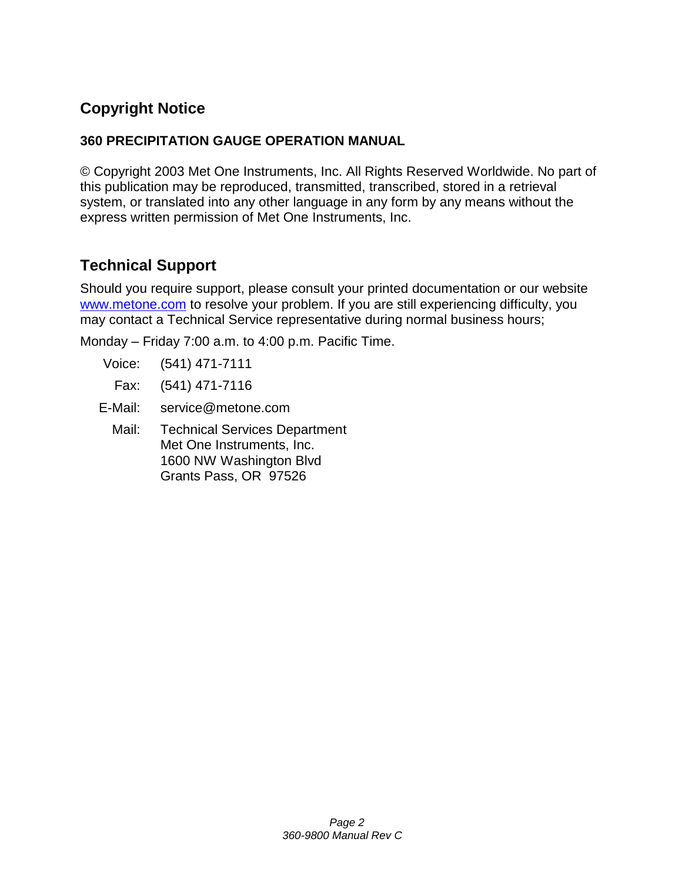## Copyright Notice

**360 PRECIPITATION GAUGE OPERATION MANUAL**

© Copyright 2003 Met One Instruments, Inc. All Rights Reserved Worldwide. No part of this publication may be reproduced, transmitted, transcribed, stored in a retrieval system, or translated into any other language in any form by any means without the express written permission of Met One Instruments, Inc.

## Technical Support

Should you require support, please consult your printed documentation or our website [www.metone.com](http://www.metone.com) to resolve your problem. If you are still experiencing difficulty, you may contact a Technical Service representative during normal business hours;

Monday – Friday 7:00 a.m. to 4:00 p.m. Pacific Time.

Voice: (541) 471-7111

Fax: (541) 471-7116

E-Mail: service@metone.com

Mail: Technical Services Department
Met One Instruments, Inc.
1600 NW Washington Blvd
Grants Pass, OR 97526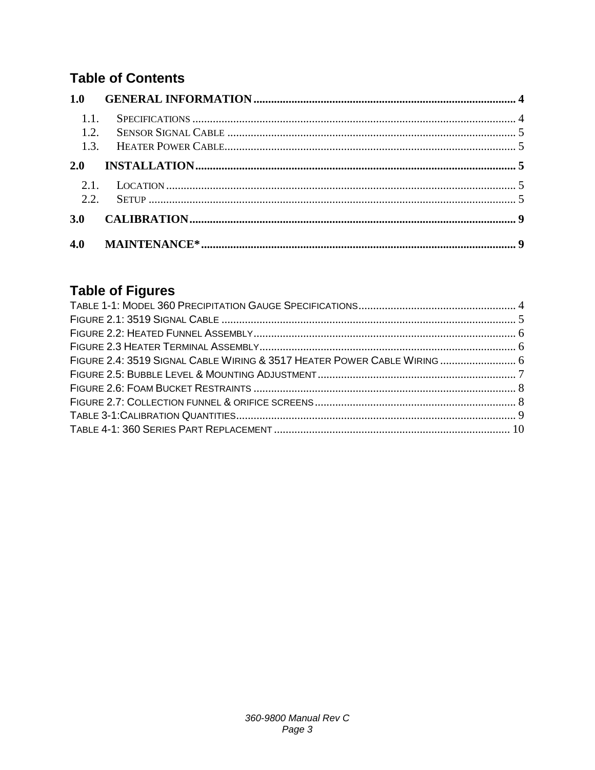## Table of Contents

**1.0 GENERAL INFORMATION** ........................................................................................ 4

- 1.1. Specifications ........................................................................................................ 4
- 1.2. Sensor Signal Cable ............................................................................................. 5
- 1.3. Heater Power Cable.............................................................................................. 5

**2.0 INSTALLATION** ............................................................................................................ 5

- 2.1. Location ................................................................................................................ 5
- 2.2. Setup .................................................................................................................... 5

**3.0 CALIBRATION** .............................................................................................................. 9

**4.0 MAINTENANCE*** ......................................................................................................... 9

## Table of Figures

Table 1-1: Model 360 Precipitation Gauge Specifications...................................................... 4
Figure 2.1: 3519 Signal Cable ................................................................................................ 5
Figure 2.2: Heated Funnel Assembly........................................................................................ 6
Figure 2.3 Heater Terminal Assembly....................................................................................... 6
Figure 2.4: 3519 Signal Cable Wiring & 3517 Heater Power Cable Wiring ............................ 6
Figure 2.5: Bubble Level & Mounting Adjustment.................................................................... 7
Figure 2.6: Foam Bucket Restraints ......................................................................................... 8
Figure 2.7: Collection funnel & orifice screens......................................................................... 8
Table 3-1:Calibration Quantities................................................................................................ 9
Table 4-1: 360 Series Part Replacement ................................................................................ 10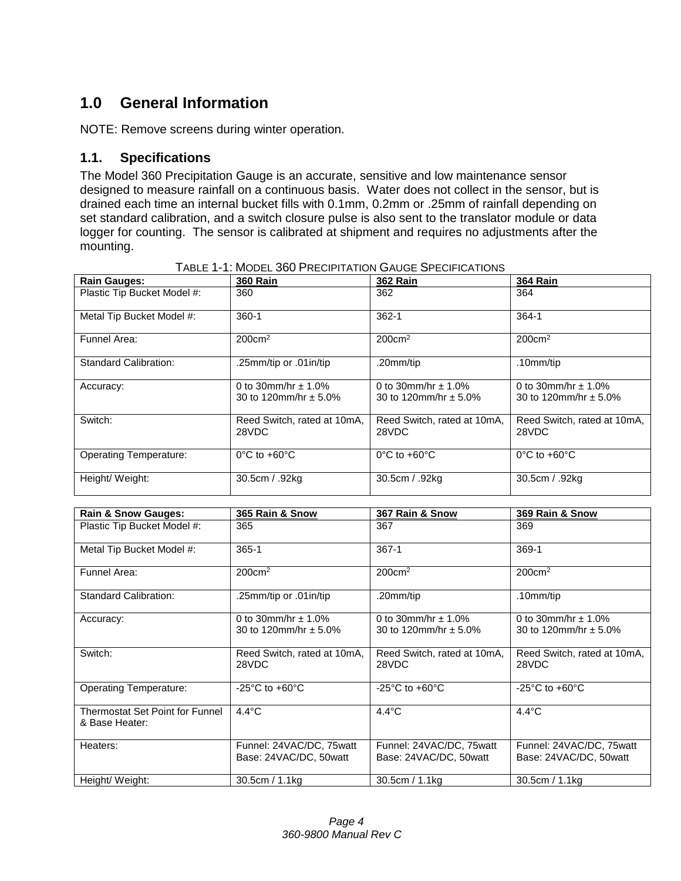# 1.0 General Information

NOTE: Remove screens during winter operation.

## 1.1. Specifications

The Model 360 Precipitation Gauge is an accurate, sensitive and low maintenance sensor designed to measure rainfall on a continuous basis. Water does not collect in the sensor, but is drained each time an internal bucket fills with 0.1mm, 0.2mm or .25mm of rainfall depending on set standard calibration, and a switch closure pulse is also sent to the translator module or data logger for counting. The sensor is calibrated at shipment and requires no adjustments after the mounting.

TABLE 1-1: MODEL 360 PRECIPITATION GAUGE SPECIFICATIONS

| **Rain Gauges:** | **360 Rain** | **362 Rain** | **364 Rain** |
|---|---|---|---|
| Plastic Tip Bucket Model #: | 360 | 362 | 364 |
| Metal Tip Bucket Model #: | 360-1 | 362-1 | 364-1 |
| Funnel Area: | 200cm$^2$ | 200cm$^2$ | 200cm$^2$ |
| Standard Calibration: | .25mm/tip or .01in/tip | .20mm/tip | .10mm/tip |
| Accuracy: | 0 to 30mm/hr ± 1.0%<br>30 to 120mm/hr ± 5.0% | 0 to 30mm/hr ± 1.0%<br>30 to 120mm/hr ± 5.0% | 0 to 30mm/hr ± 1.0%<br>30 to 120mm/hr ± 5.0% |
| Switch: | Reed Switch, rated at 10mA, 28VDC | Reed Switch, rated at 10mA, 28VDC | Reed Switch, rated at 10mA, 28VDC |
| Operating Temperature: | 0°C to +60°C | 0°C to +60°C | 0°C to +60°C |
| Height/ Weight: | 30.5cm / .92kg | 30.5cm / .92kg | 30.5cm / .92kg |

| **Rain & Snow Gauges:** | **365 Rain & Snow** | **367 Rain & Snow** | **369 Rain & Snow** |
|---|---|---|---|
| Plastic Tip Bucket Model #: | 365 | 367 | 369 |
| Metal Tip Bucket Model #: | 365-1 | 367-1 | 369-1 |
| Funnel Area: | 200cm$^2$ | 200cm$^2$ | 200cm$^2$ |
| Standard Calibration: | .25mm/tip or .01in/tip | .20mm/tip | .10mm/tip |
| Accuracy: | 0 to 30mm/hr ± 1.0%<br>30 to 120mm/hr ± 5.0% | 0 to 30mm/hr ± 1.0%<br>30 to 120mm/hr ± 5.0% | 0 to 30mm/hr ± 1.0%<br>30 to 120mm/hr ± 5.0% |
| Switch: | Reed Switch, rated at 10mA, 28VDC | Reed Switch, rated at 10mA, 28VDC | Reed Switch, rated at 10mA, 28VDC |
| Operating Temperature: | -25°C to +60°C | -25°C to +60°C | -25°C to +60°C |
| Thermostat Set Point for Funnel & Base Heater: | 4.4°C | 4.4°C | 4.4°C |
| Heaters: | Funnel: 24VAC/DC, 75watt<br>Base: 24VAC/DC, 50watt | Funnel: 24VAC/DC, 75watt<br>Base: 24VAC/DC, 50watt | Funnel: 24VAC/DC, 75watt<br>Base: 24VAC/DC, 50watt |
| Height/ Weight: | 30.5cm / 1.1kg | 30.5cm / 1.1kg | 30.5cm / 1.1kg |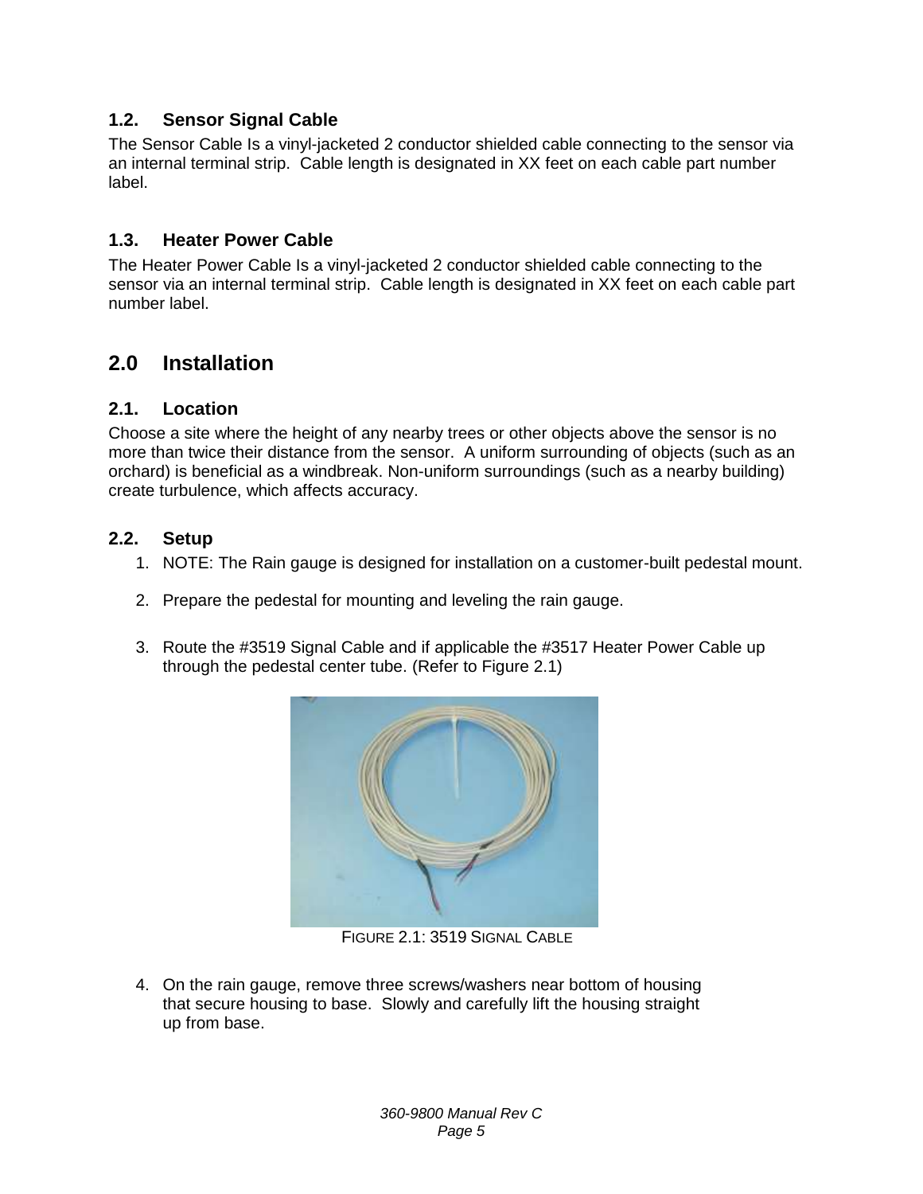### 1.2. Sensor Signal Cable

The Sensor Cable Is a vinyl-jacketed 2 conductor shielded cable connecting to the sensor via an internal terminal strip. Cable length is designated in XX feet on each cable part number label.

### 1.3. Heater Power Cable

The Heater Power Cable Is a vinyl-jacketed 2 conductor shielded cable connecting to the sensor via an internal terminal strip. Cable length is designated in XX feet on each cable part number label.

## 2.0 Installation

### 2.1. Location

Choose a site where the height of any nearby trees or other objects above the sensor is no more than twice their distance from the sensor. A uniform surrounding of objects (such as an orchard) is beneficial as a windbreak. Non-uniform surroundings (such as a nearby building) create turbulence, which affects accuracy.

### 2.2. Setup

1. NOTE: The Rain gauge is designed for installation on a customer-built pedestal mount.
2. Prepare the pedestal for mounting and leveling the rain gauge.
3. Route the #3519 Signal Cable and if applicable the #3517 Heater Power Cable up through the pedestal center tube. (Refer to Figure 2.1)

FIGURE 2.1: 3519 SIGNAL CABLE

4. On the rain gauge, remove three screws/washers near bottom of housing that secure housing to base. Slowly and carefully lift the housing straight up from base.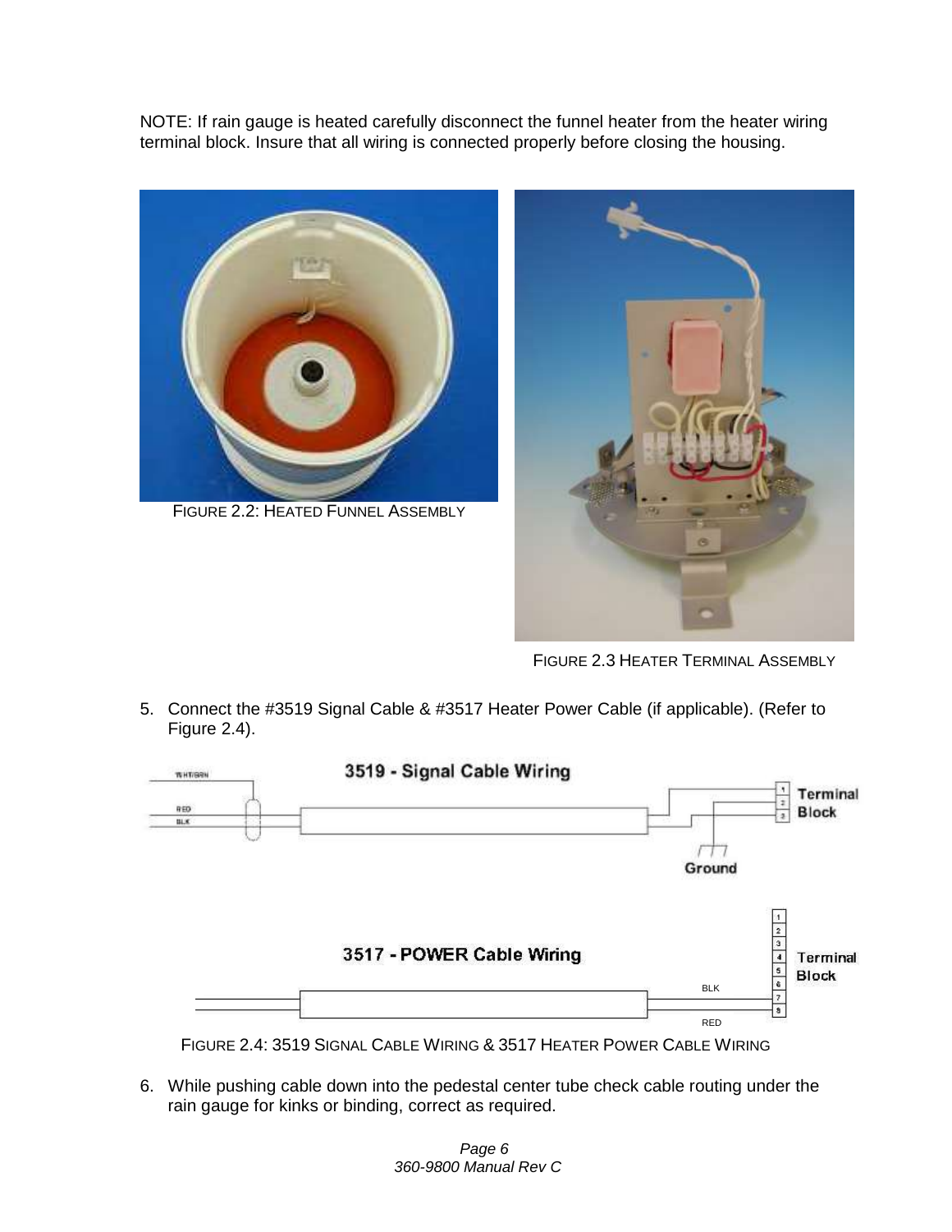NOTE: If rain gauge is heated carefully disconnect the funnel heater from the heater wiring terminal block. Insure that all wiring is connected properly before closing the housing.

FIGURE 2.2: HEATED FUNNEL ASSEMBLY

FIGURE 2.3 HEATER TERMINAL ASSEMBLY

5. Connect the #3519 Signal Cable & #3517 Heater Power Cable (if applicable). (Refer to Figure 2.4).

FIGURE 2.4: 3519 SIGNAL CABLE WIRING & 3517 HEATER POWER CABLE WIRING

6. While pushing cable down into the pedestal center tube check cable routing under the rain gauge for kinks or binding, correct as required.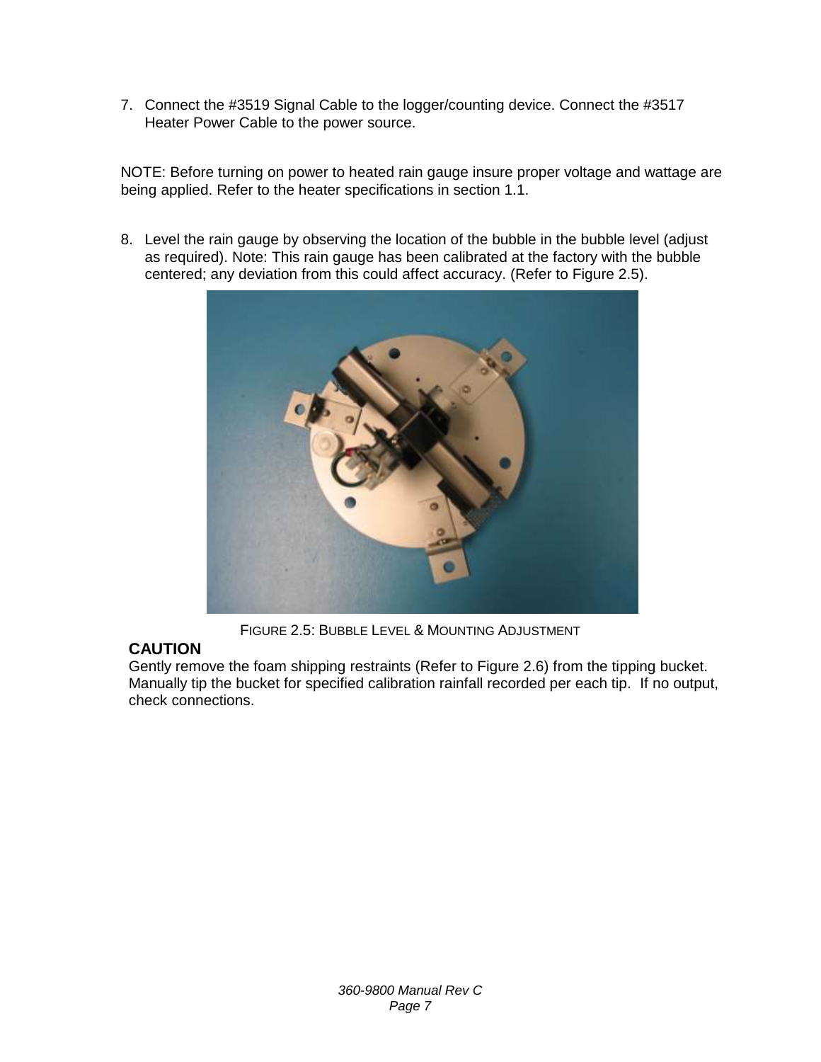7. Connect the #3519 Signal Cable to the logger/counting device. Connect the #3517 Heater Power Cable to the power source.

NOTE: Before turning on power to heated rain gauge insure proper voltage and wattage are being applied. Refer to the heater specifications in section 1.1.

8. Level the rain gauge by observing the location of the bubble in the bubble level (adjust as required). Note: This rain gauge has been calibrated at the factory with the bubble centered; any deviation from this could affect accuracy. (Refer to Figure 2.5).

FIGURE 2.5: BUBBLE LEVEL & MOUNTING ADJUSTMENT

**CAUTION**

Gently remove the foam shipping restraints (Refer to Figure 2.6) from the tipping bucket. Manually tip the bucket for specified calibration rainfall recorded per each tip. If no output, check connections.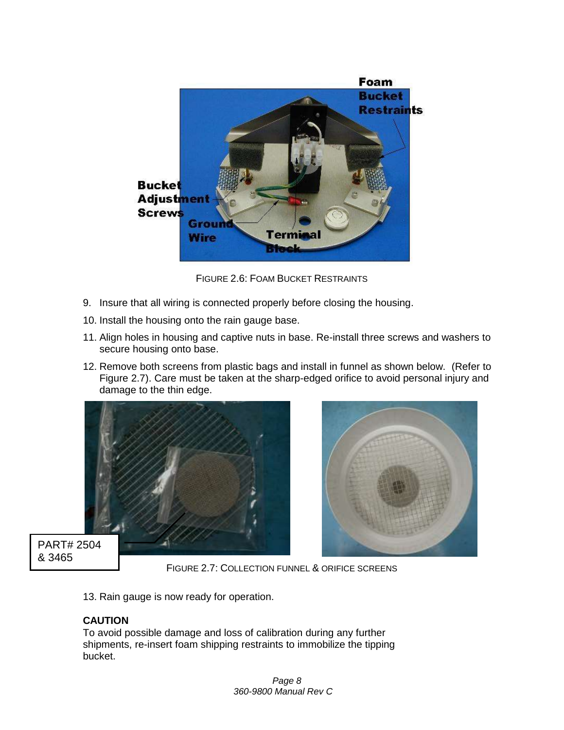Foam Bucket Restraints

Bucket Adjustment Screws

Ground Wire

Terminal Block

FIGURE 2.6: FOAM BUCKET RESTRAINTS

9. Insure that all wiring is connected properly before closing the housing.
10. Install the housing onto the rain gauge base.
11. Align holes in housing and captive nuts in base. Re-install three screws and washers to secure housing onto base.
12. Remove both screens from plastic bags and install in funnel as shown below. (Refer to Figure 2.7). Care must be taken at the sharp-edged orifice to avoid personal injury and damage to the thin edge.

PART# 2504 & 3465

FIGURE 2.7: COLLECTION FUNNEL & ORIFICE SCREENS

13. Rain gauge is now ready for operation.

**CAUTION**
To avoid possible damage and loss of calibration during any further shipments, re-insert foam shipping restraints to immobilize the tipping bucket.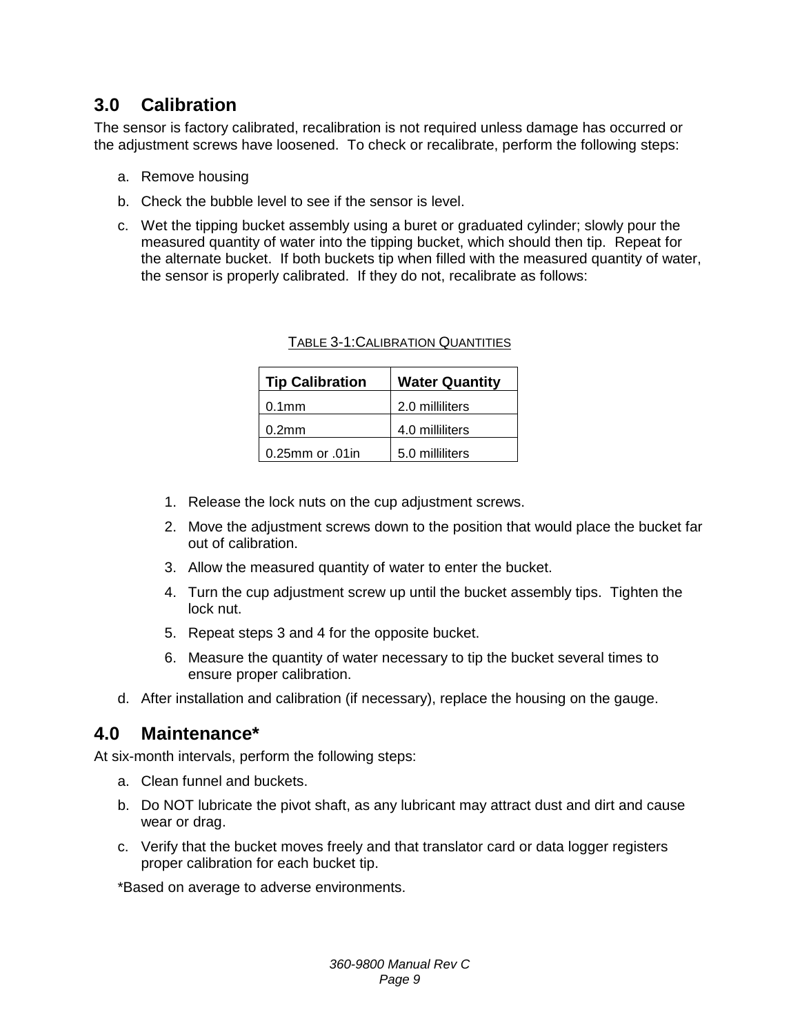## 3.0 Calibration

The sensor is factory calibrated, recalibration is not required unless damage has occurred or the adjustment screws have loosened. To check or recalibrate, perform the following steps:

a. Remove housing

b. Check the bubble level to see if the sensor is level.

c. Wet the tipping bucket assembly using a buret or graduated cylinder; slowly pour the measured quantity of water into the tipping bucket, which should then tip. Repeat for the alternate bucket. If both buckets tip when filled with the measured quantity of water, the sensor is properly calibrated. If they do not, recalibrate as follows:

TABLE 3-1:CALIBRATION QUANTITIES

| Tip Calibration | Water Quantity |
|---|---|
| 0.1mm | 2.0 milliliters |
| 0.2mm | 4.0 milliliters |
| 0.25mm or .01in | 5.0 milliliters |

1. Release the lock nuts on the cup adjustment screws.
2. Move the adjustment screws down to the position that would place the bucket far out of calibration.
3. Allow the measured quantity of water to enter the bucket.
4. Turn the cup adjustment screw up until the bucket assembly tips. Tighten the lock nut.
5. Repeat steps 3 and 4 for the opposite bucket.
6. Measure the quantity of water necessary to tip the bucket several times to ensure proper calibration.

d. After installation and calibration (if necessary), replace the housing on the gauge.

## 4.0 Maintenance*

At six-month intervals, perform the following steps:

a. Clean funnel and buckets.

b. Do NOT lubricate the pivot shaft, as any lubricant may attract dust and dirt and cause wear or drag.

c. Verify that the bucket moves freely and that translator card or data logger registers proper calibration for each bucket tip.

*Based on average to adverse environments.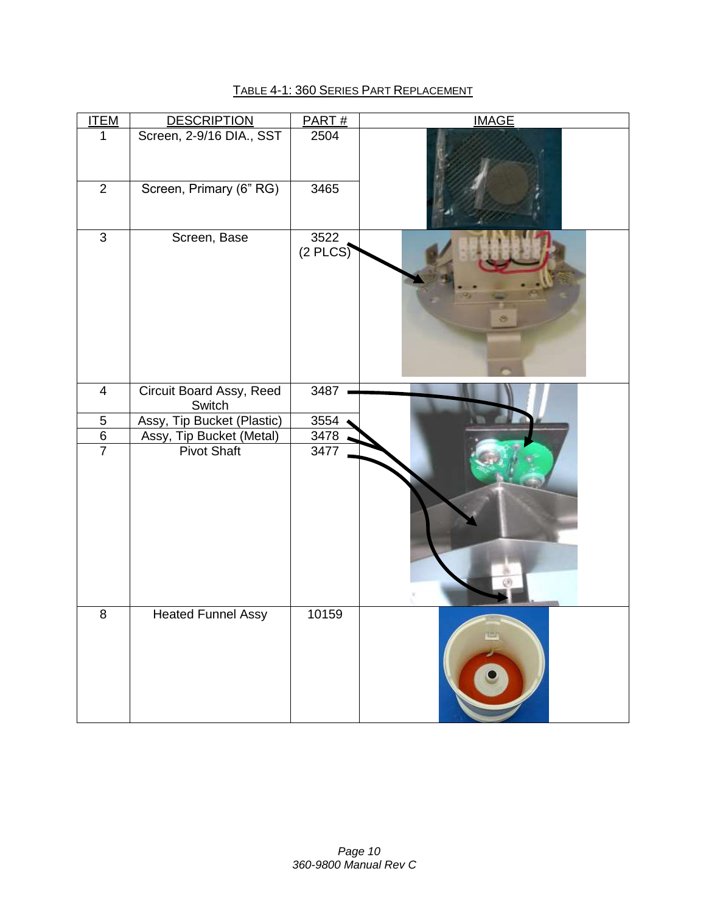TABLE 4-1: 360 SERIES PART REPLACEMENT

| ITEM | DESCRIPTION | PART # | IMAGE |
|---|---|---|---|
| 1 | Screen, 2-9/16 DIA., SST | 2504 | |
| 2 | Screen, Primary (6" RG) | 3465 | |
| 3 | Screen, Base | 3522 (2 PLCS) | |
| 4 | Circuit Board Assy, Reed Switch | 3487 | |
| 5 | Assy, Tip Bucket (Plastic) | 3554 | |
| 6 | Assy, Tip Bucket (Metal) | 3478 | |
| 7 | Pivot Shaft | 3477 | |
| 8 | Heated Funnel Assy | 10159 | |

*360-9800 Manual Rev C*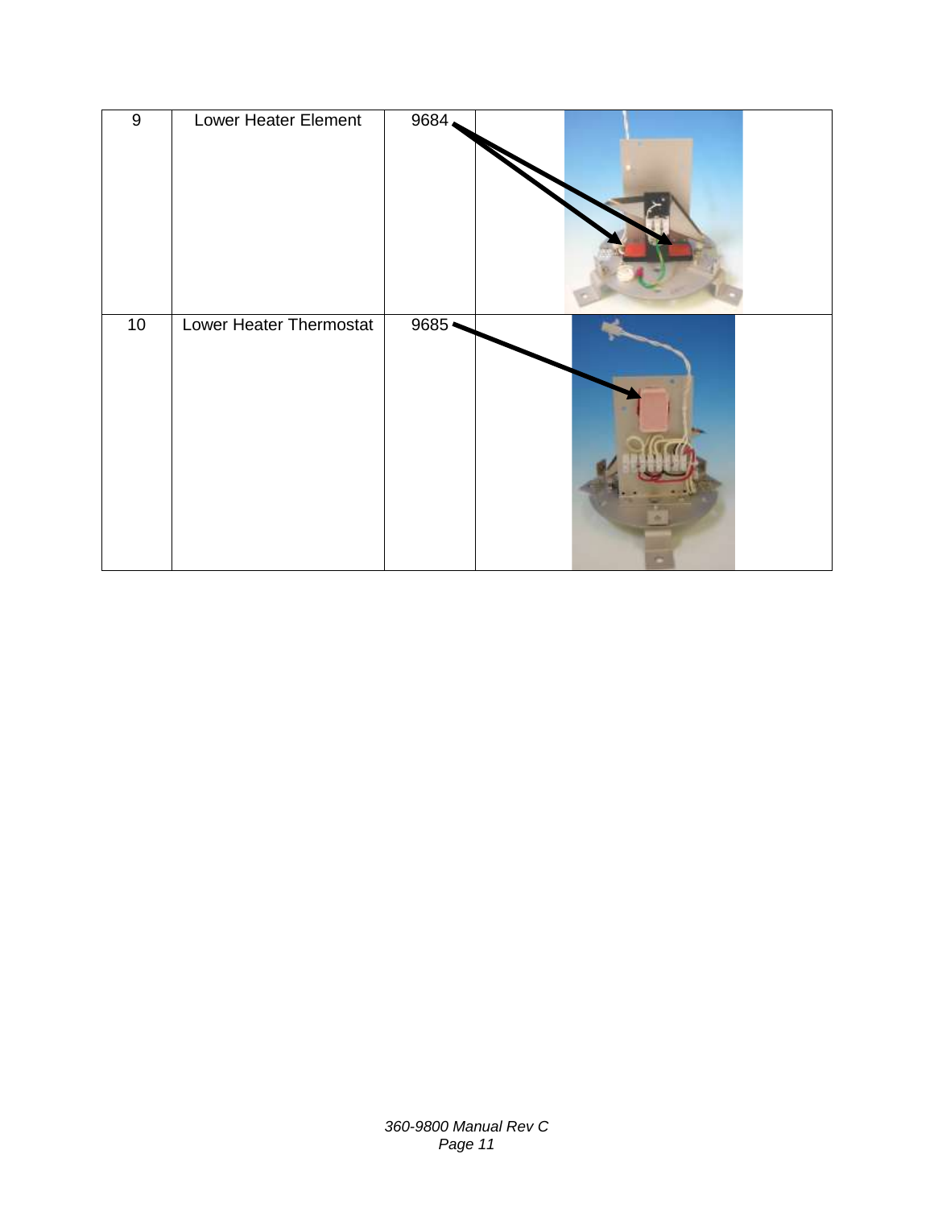| | | | |
|---|---|---|---|
| 9 | Lower Heater Element | 9684 | |
| 10 | Lower Heater Thermostat | 9685 | |